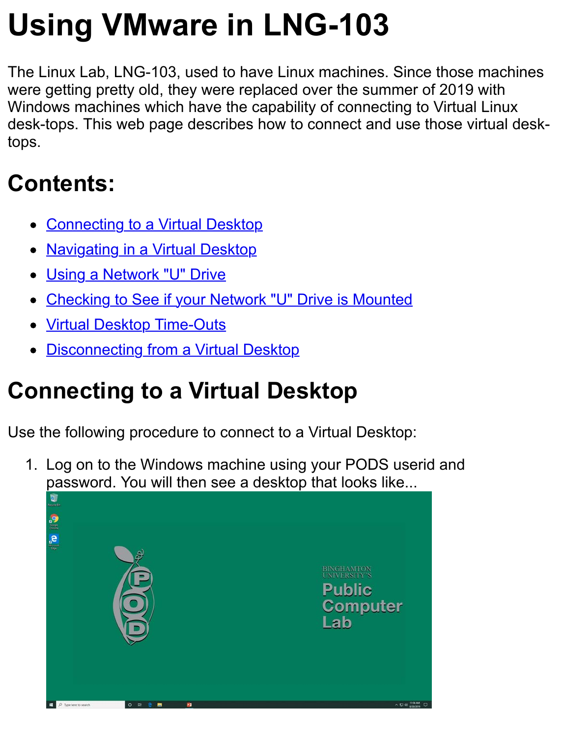# Using VMware in LNG-103

The Linux Lab, LNG-103, used to have Linux machines. Since those machines were getting pretty old, they were replaced over the summer of 2019 with Windows machines which have the capability of connecting to Virtual Linux desk-tops. This web page describes how to connect and use those virtual desk-tops.

## Contents:

- Connecting to a Virtual Desktop
- Navigating in a Virtual Desktop
- Using a Network "U" Drive
- Checking to See if your Network "U" Drive is Mounted
- Virtual Desktop Time-Outs
- Disconnecting from a Virtual Desktop

## Connecting to a Virtual Desktop

Use the following procedure to connect to a Virtual Desktop:

1. Log on to the Windows machine using your PODS userid and password. You will then see a desktop that looks like...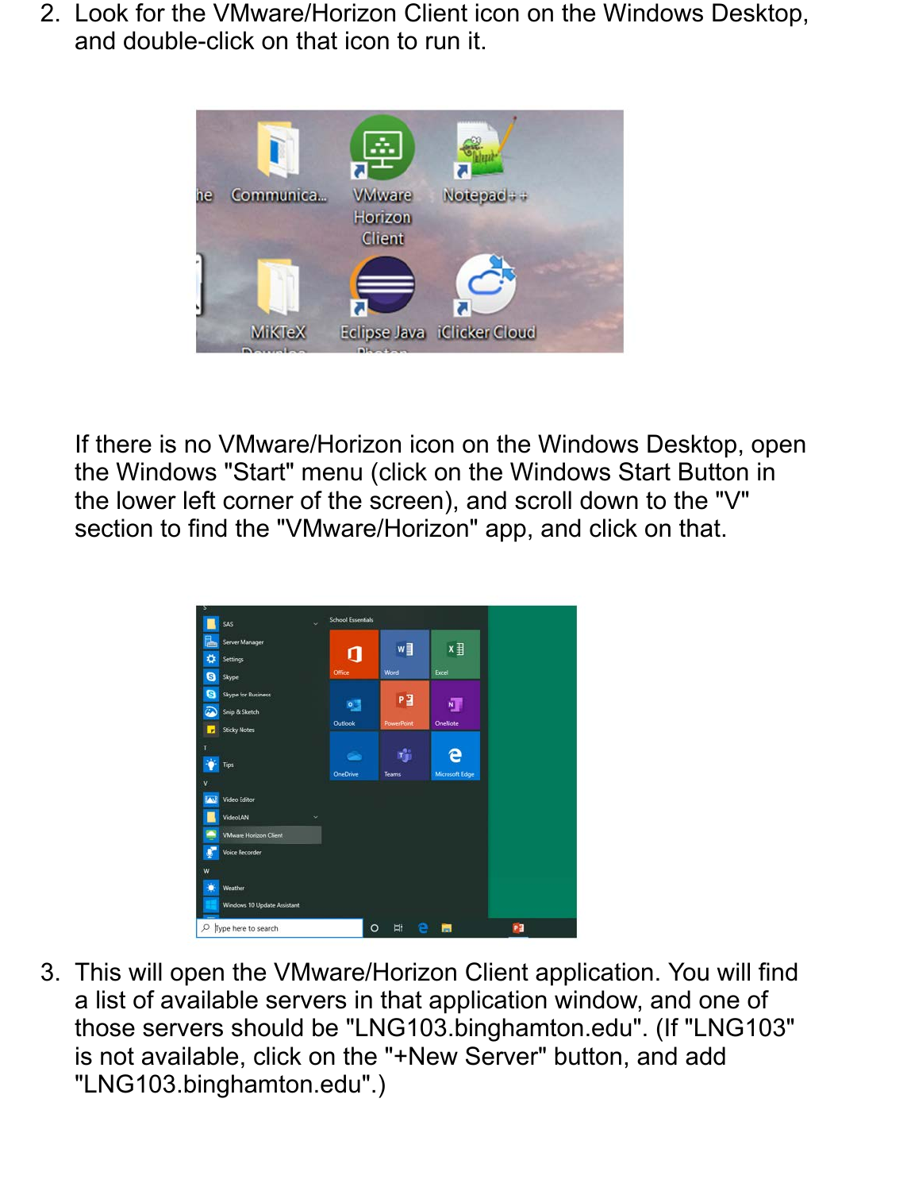2. Look for the VMware/Horizon Client icon on the Windows Desktop, and double-click on that icon to run it.

   If there is no VMware/Horizon icon on the Windows Desktop, open the Windows "Start" menu (click on the Windows Start Button in the lower left corner of the screen), and scroll down to the "V" section to find the "VMware/Horizon" app, and click on that.

3. This will open the VMware/Horizon Client application. You will find a list of available servers in that application window, and one of those servers should be "LNG103.binghamton.edu". (If "LNG103" is not available, click on the "+New Server" button, and add "LNG103.binghamton.edu".)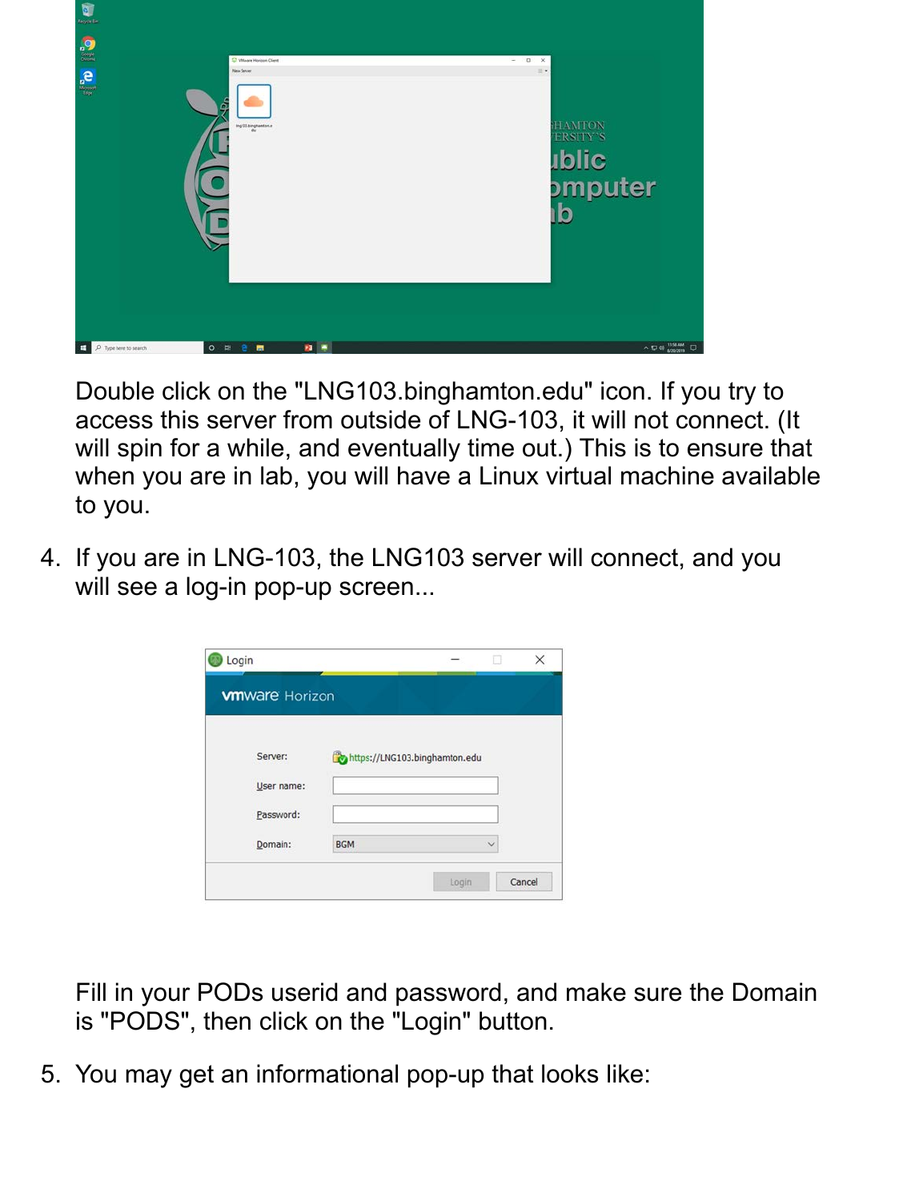Double click on the "LNG103.binghamton.edu" icon. If you try to access this server from outside of LNG-103, it will not connect. (It will spin for a while, and eventually time out.) This is to ensure that when you are in lab, you will have a Linux virtual machine available to you.

4. If you are in LNG-103, the LNG103 server will connect, and you will see a log-in pop-up screen...

Fill in your PODs userid and password, and make sure the Domain is "PODS", then click on the "Login" button.

5. You may get an informational pop-up that looks like: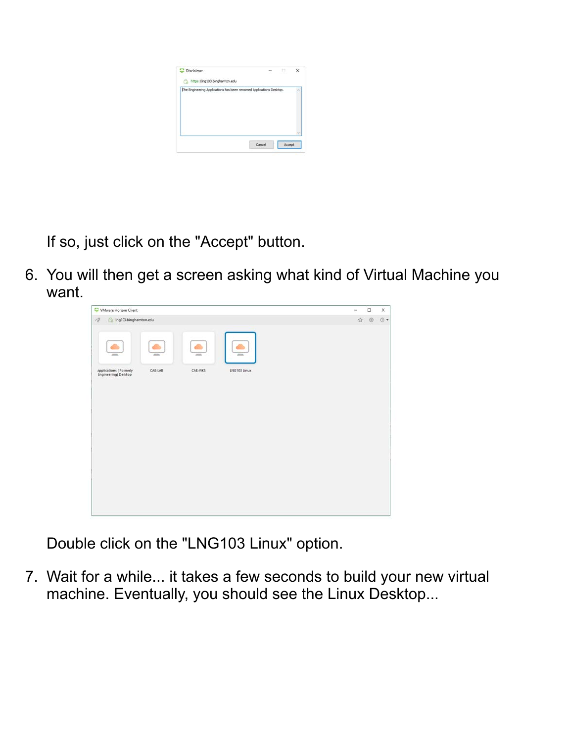If so, just click on the "Accept" button.

6. You will then get a screen asking what kind of Virtual Machine you want.

   Double click on the "LNG103 Linux" option.

7. Wait for a while... it takes a few seconds to build your new virtual machine. Eventually, you should see the Linux Desktop...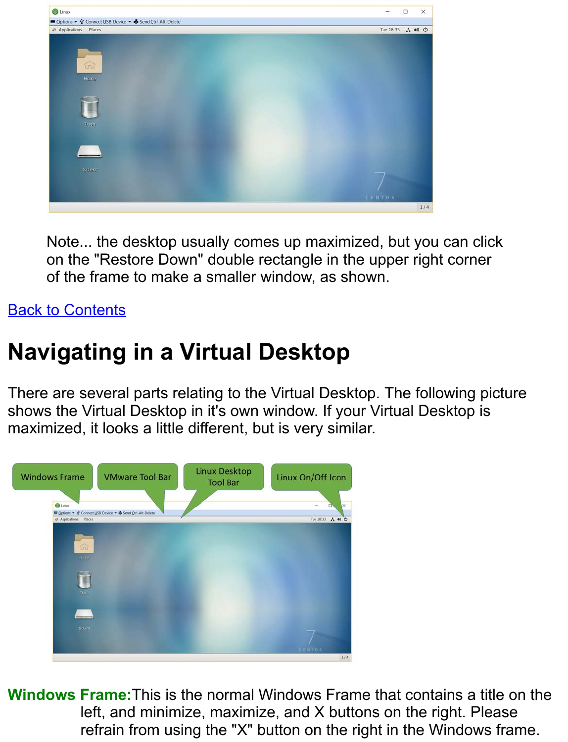Note... the desktop usually comes up maximized, but you can click on the "Restore Down" double rectangle in the upper right corner of the frame to make a smaller window, as shown.

Back to Contents

# Navigating in a Virtual Desktop

There are several parts relating to the Virtual Desktop. The following picture shows the Virtual Desktop in it's own window. If your Virtual Desktop is maximized, it looks a little different, but is very similar.

**Windows Frame:** This is the normal Windows Frame that contains a title on the left, and minimize, maximize, and X buttons on the right. Please refrain from using the "X" button on the right in the Windows frame.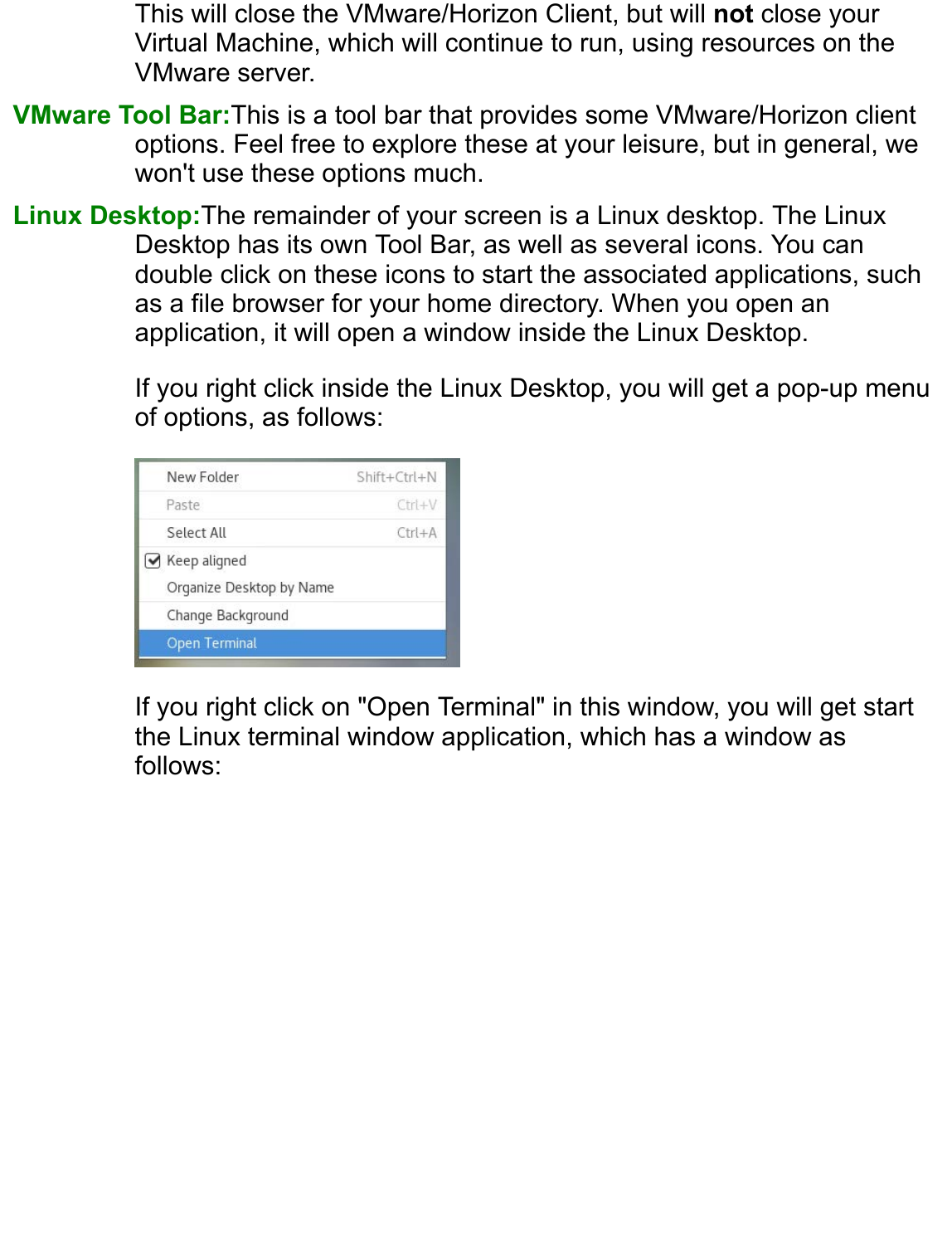This will close the VMware/Horizon Client, but will **not** close your Virtual Machine, which will continue to run, using resources on the VMware server.

**VMware Tool Bar:** This is a tool bar that provides some VMware/Horizon client options. Feel free to explore these at your leisure, but in general, we won't use these options much.

**Linux Desktop:** The remainder of your screen is a Linux desktop. The Linux Desktop has its own Tool Bar, as well as several icons. You can double click on these icons to start the associated applications, such as a file browser for your home directory. When you open an application, it will open a window inside the Linux Desktop.

If you right click inside the Linux Desktop, you will get a pop-up menu of options, as follows:

| Menu Item | Shortcut |
|---|---|
| New Folder | Shift+Ctrl+N |
| Paste | Ctrl+V |
| Select All | Ctrl+A |
| ☑ Keep aligned | |
| Organize Desktop by Name | |
| Change Background | |
| Open Terminal | |

If you right click on "Open Terminal" in this window, you will get start the Linux terminal window application, which has a window as follows: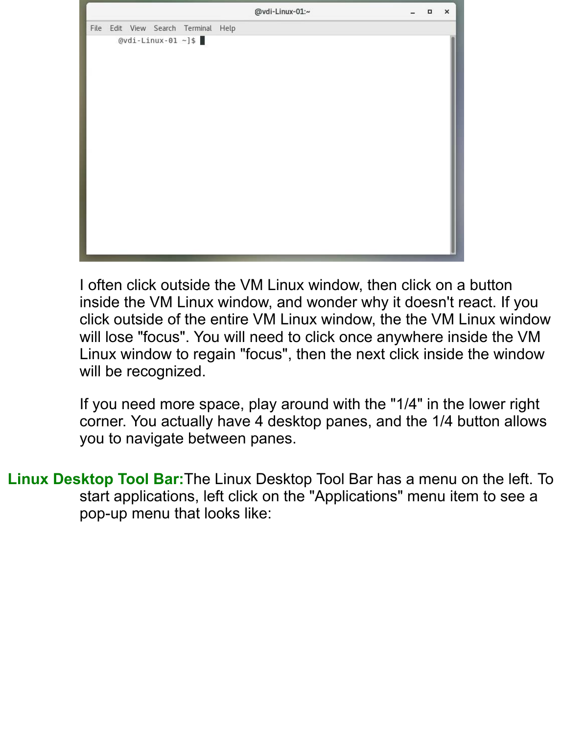I often click outside the VM Linux window, then click on a button inside the VM Linux window, and wonder why it doesn't react. If you click outside of the entire VM Linux window, the the VM Linux window will lose "focus". You will need to click once anywhere inside the VM Linux window to regain "focus", then the next click inside the window will be recognized.

If you need more space, play around with the "1/4" in the lower right corner. You actually have 4 desktop panes, and the 1/4 button allows you to navigate between panes.

**Linux Desktop Tool Bar:** The Linux Desktop Tool Bar has a menu on the left. To start applications, left click on the "Applications" menu item to see a pop-up menu that looks like: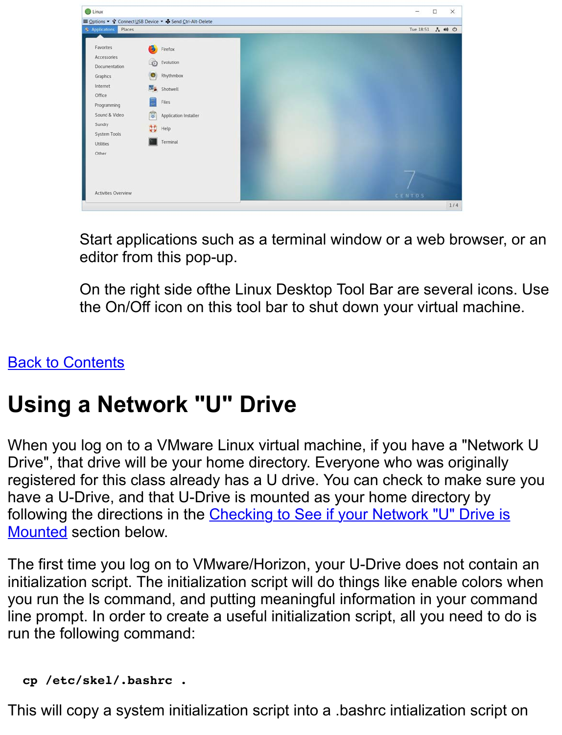Start applications such as a terminal window or a web browser, or an editor from this pop-up.

On the right side ofthe Linux Desktop Tool Bar are several icons. Use the On/Off icon on this tool bar to shut down your virtual machine.

Back to Contents

# Using a Network "U" Drive

When you log on to a VMware Linux virtual machine, if you have a "Network U Drive", that drive will be your home directory. Everyone who was originally registered for this class already has a U drive. You can check to make sure you have a U-Drive, and that U-Drive is mounted as your home directory by following the directions in the Checking to See if your Network "U" Drive is Mounted section below.

The first time you log on to VMware/Horizon, your U-Drive does not contain an initialization script. The initialization script will do things like enable colors when you run the ls command, and putting meaningful information in your command line prompt. In order to create a useful initialization script, all you need to do is run the following command:

```
cp /etc/skel/.bashrc .
```

This will copy a system initialization script into a .bashrc intialization script on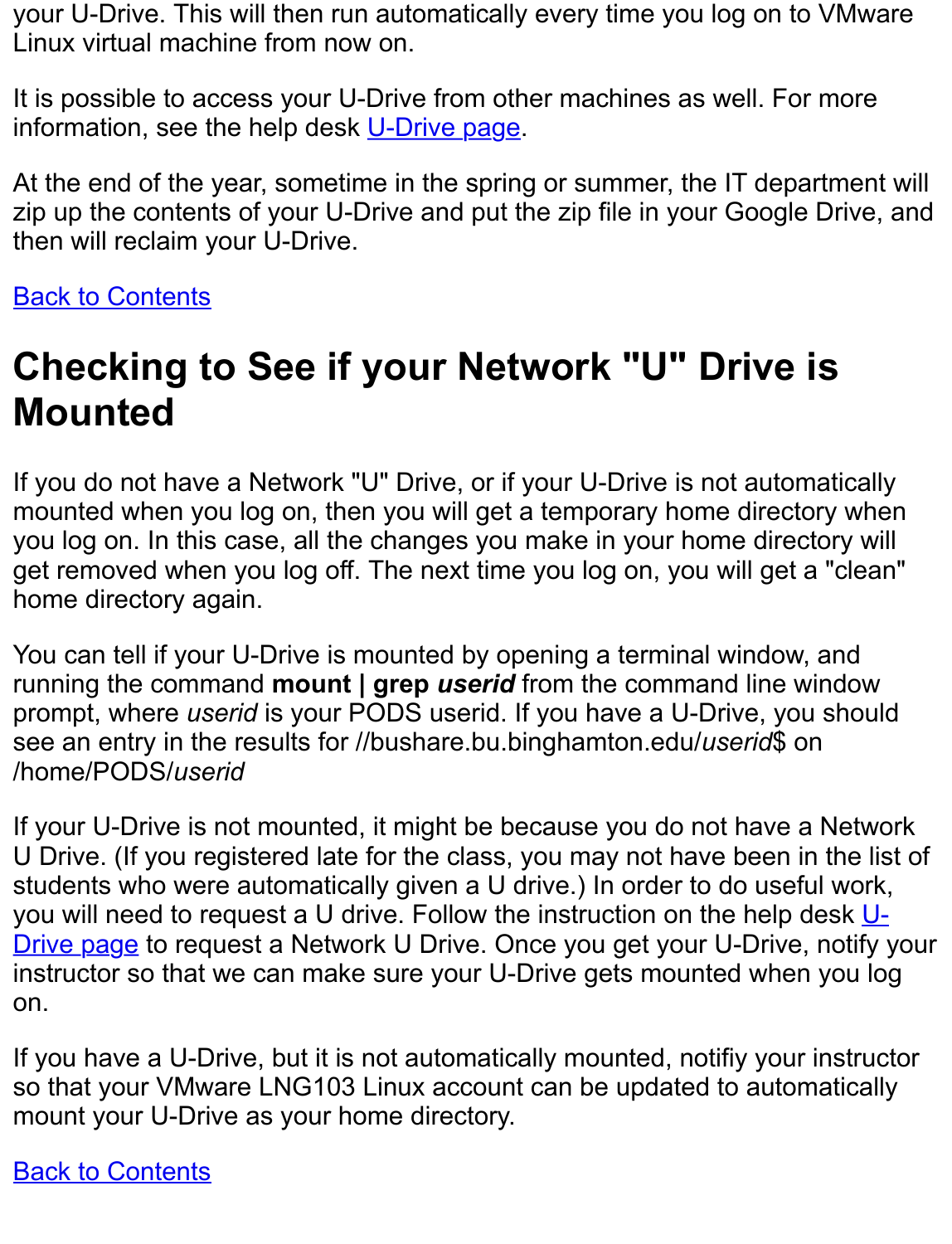your U-Drive. This will then run automatically every time you log on to VMware Linux virtual machine from now on.

It is possible to access your U-Drive from other machines as well. For more information, see the help desk U-Drive page.

At the end of the year, sometime in the spring or summer, the IT department will zip up the contents of your U-Drive and put the zip file in your Google Drive, and then will reclaim your U-Drive.

Back to Contents

# Checking to See if your Network "U" Drive is Mounted

If you do not have a Network "U" Drive, or if your U-Drive is not automatically mounted when you log on, then you will get a temporary home directory when you log on. In this case, all the changes you make in your home directory will get removed when you log off. The next time you log on, you will get a "clean" home directory again.

You can tell if your U-Drive is mounted by opening a terminal window, and running the command **mount | grep *userid*** from the command line window prompt, where *userid* is your PODS userid. If you have a U-Drive, you should see an entry in the results for //bushare.bu.binghamton.edu/*userid*$ on /home/PODS/*userid*

If your U-Drive is not mounted, it might be because you do not have a Network U Drive. (If you registered late for the class, you may not have been in the list of students who were automatically given a U drive.) In order to do useful work, you will need to request a U drive. Follow the instruction on the help desk U-Drive page to request a Network U Drive. Once you get your U-Drive, notify your instructor so that we can make sure your U-Drive gets mounted when you log on.

If you have a U-Drive, but it is not automatically mounted, notifiy your instructor so that your VMware LNG103 Linux account can be updated to automatically mount your U-Drive as your home directory.

Back to Contents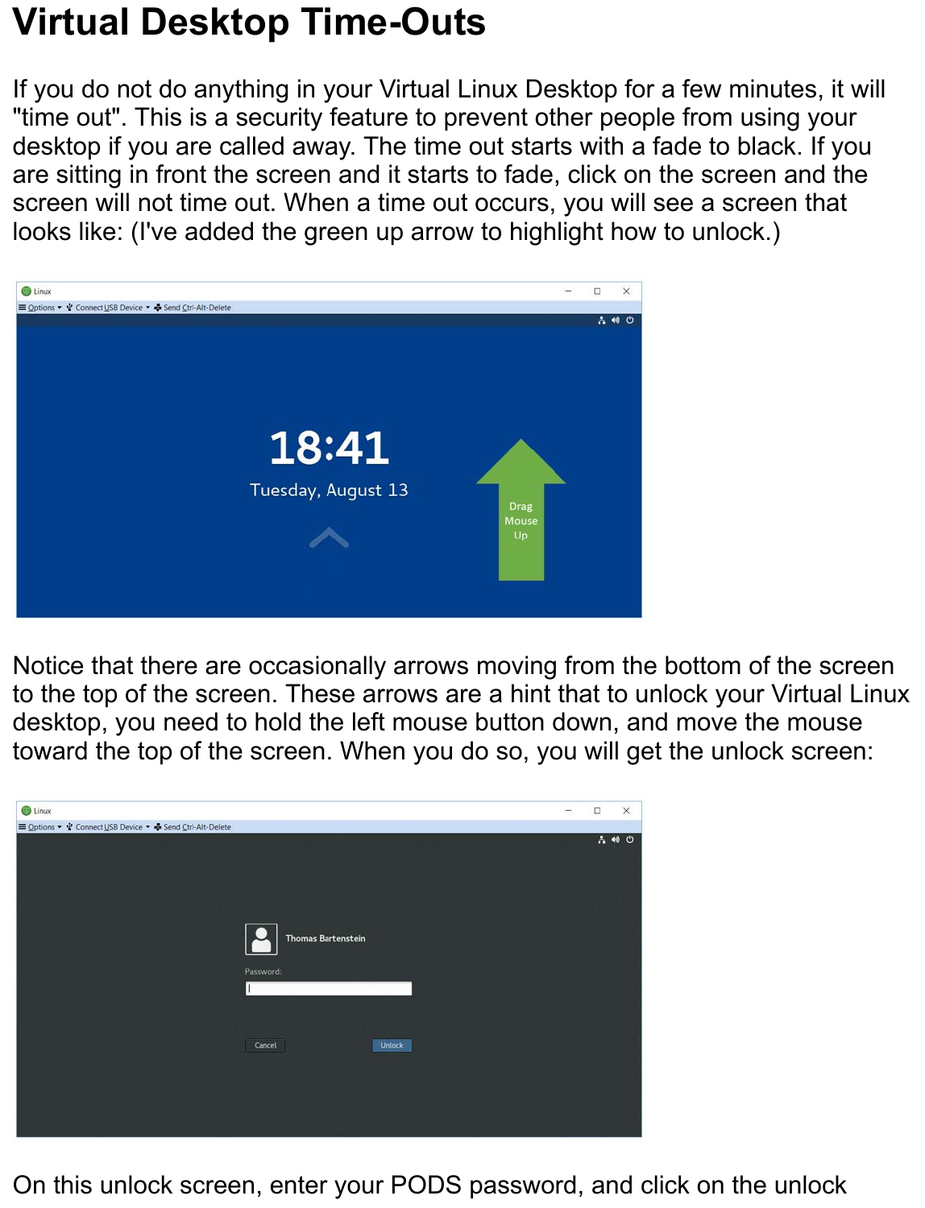# Virtual Desktop Time-Outs

If you do not do anything in your Virtual Linux Desktop for a few minutes, it will "time out". This is a security feature to prevent other people from using your desktop if you are called away. The time out starts with a fade to black. If you are sitting in front the screen and it starts to fade, click on the screen and the screen will not time out. When a time out occurs, you will see a screen that looks like: (I've added the green up arrow to highlight how to unlock.)

Notice that there are occasionally arrows moving from the bottom of the screen to the top of the screen. These arrows are a hint that to unlock your Virtual Linux desktop, you need to hold the left mouse button down, and move the mouse toward the top of the screen. When you do so, you will get the unlock screen:

On this unlock screen, enter your PODS password, and click on the unlock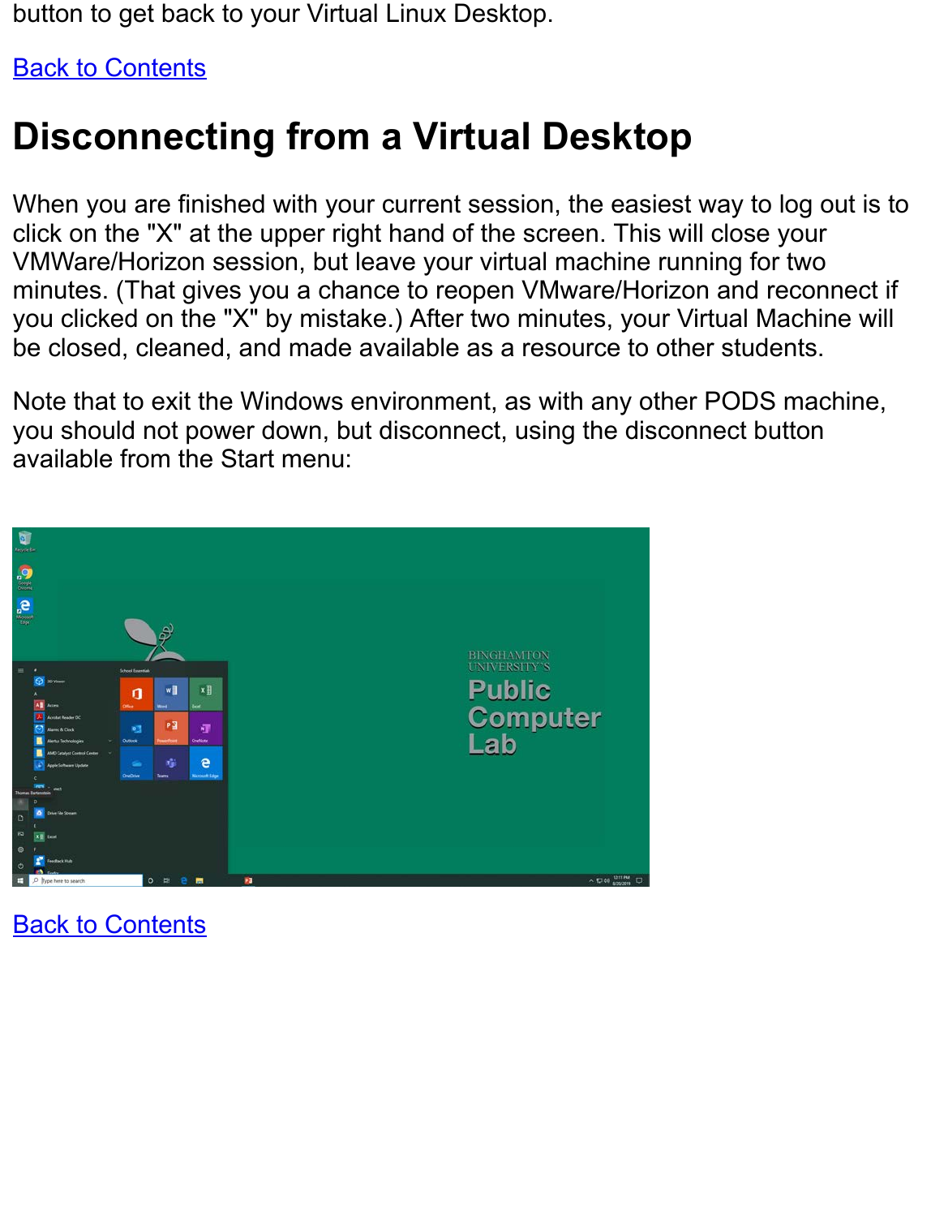button to get back to your Virtual Linux Desktop.

Back to Contents

# Disconnecting from a Virtual Desktop

When you are finished with your current session, the easiest way to log out is to click on the "X" at the upper right hand of the screen. This will close your VMWare/Horizon session, but leave your virtual machine running for two minutes. (That gives you a chance to reopen VMware/Horizon and reconnect if you clicked on the "X" by mistake.) After two minutes, your Virtual Machine will be closed, cleaned, and made available as a resource to other students.

Note that to exit the Windows environment, as with any other PODS machine, you should not power down, but disconnect, using the disconnect button available from the Start menu:

Back to Contents